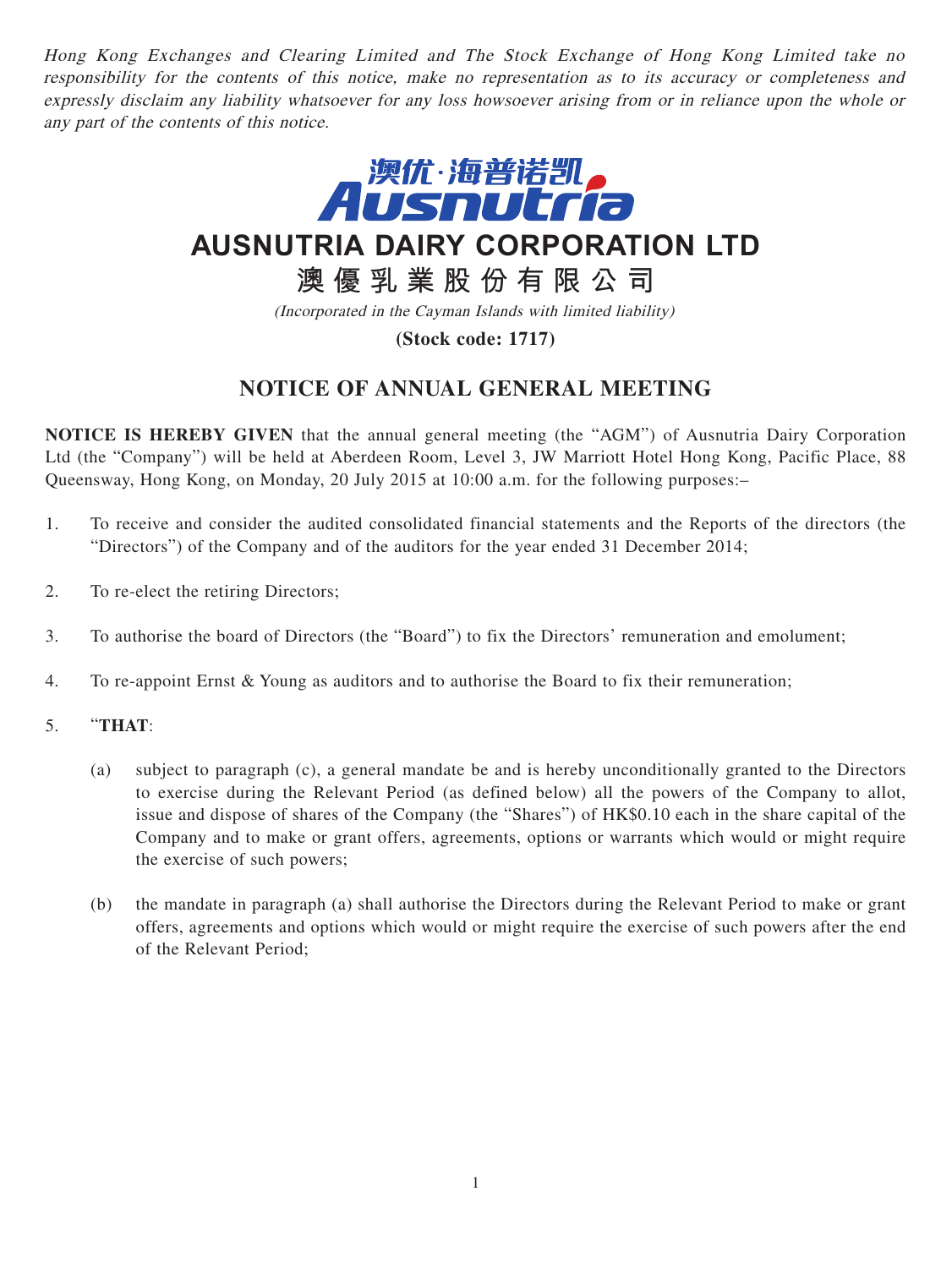*Hong Kong Exchanges and Clearing Limited and The Stock Exchange of Hong Kong Limited take no responsibility for the contents of this notice, make no representation as to its accuracy or completeness and expressly disclaim any liability whatsoever for any loss howsoever arising from or in reliance upon the whole or any part of the contents of this notice.*

澳优·海普诺凯
Ausnutria

# AUSNUTRIA DAIRY CORPORATION LTD

# 澳優乳業股份有限公司

*(Incorporated in the Cayman Islands with limited liability)*

**(Stock code: 1717)**

## NOTICE OF ANNUAL GENERAL MEETING

**NOTICE IS HEREBY GIVEN** that the annual general meeting (the "AGM") of Ausnutria Dairy Corporation Ltd (the "Company") will be held at Aberdeen Room, Level 3, JW Marriott Hotel Hong Kong, Pacific Place, 88 Queensway, Hong Kong, on Monday, 20 July 2015 at 10:00 a.m. for the following purposes:–

1. To receive and consider the audited consolidated financial statements and the Reports of the directors (the "Directors") of the Company and of the auditors for the year ended 31 December 2014;

2. To re-elect the retiring Directors;

3. To authorise the board of Directors (the "Board") to fix the Directors' remuneration and emolument;

4. To re-appoint Ernst & Young as auditors and to authorise the Board to fix their remuneration;

5. "**THAT**:

   (a) subject to paragraph (c), a general mandate be and is hereby unconditionally granted to the Directors to exercise during the Relevant Period (as defined below) all the powers of the Company to allot, issue and dispose of shares of the Company (the "Shares") of HK$0.10 each in the share capital of the Company and to make or grant offers, agreements, options or warrants which would or might require the exercise of such powers;

   (b) the mandate in paragraph (a) shall authorise the Directors during the Relevant Period to make or grant offers, agreements and options which would or might require the exercise of such powers after the end of the Relevant Period;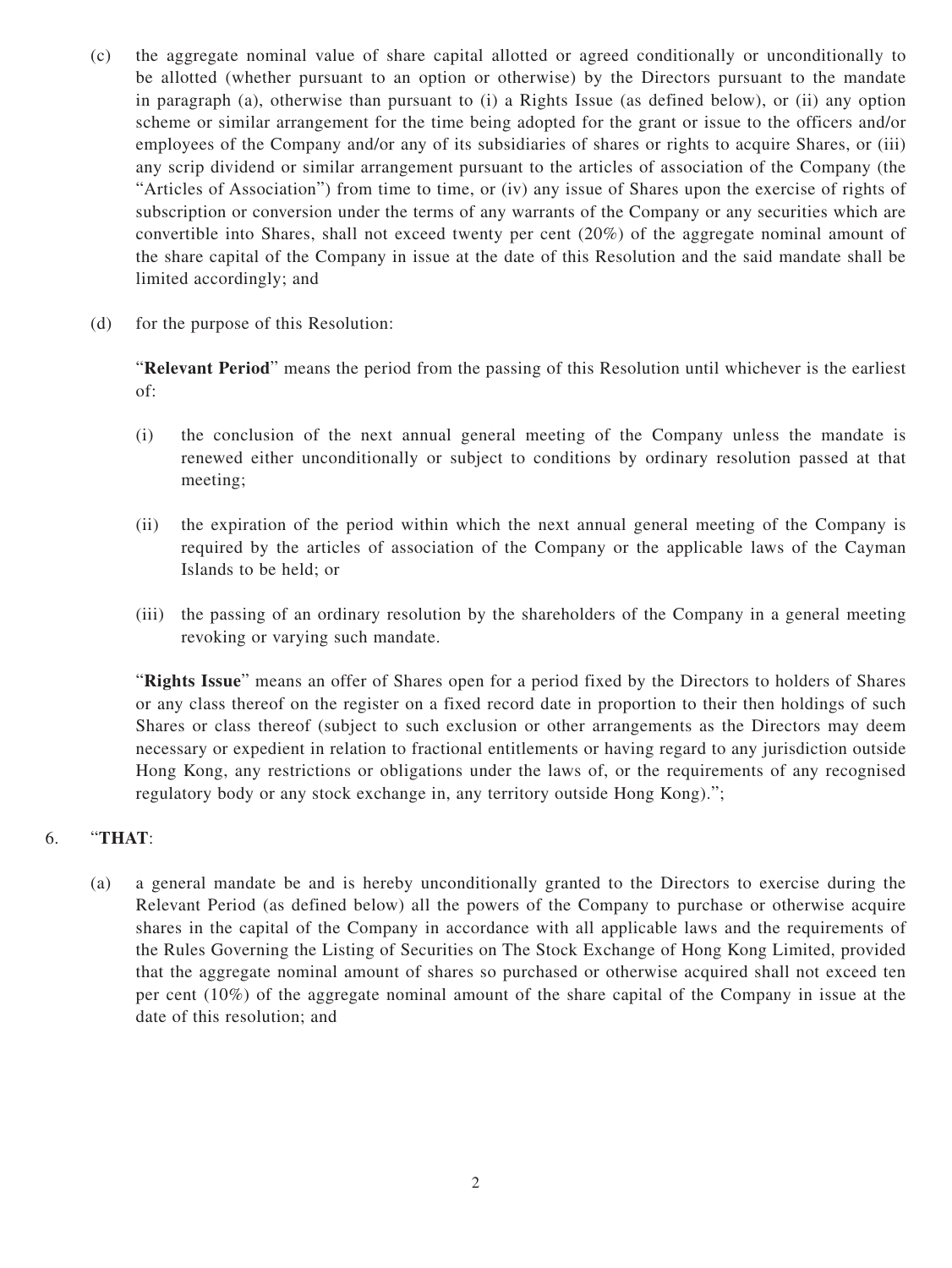(c) the aggregate nominal value of share capital allotted or agreed conditionally or unconditionally to be allotted (whether pursuant to an option or otherwise) by the Directors pursuant to the mandate in paragraph (a), otherwise than pursuant to (i) a Rights Issue (as defined below), or (ii) any option scheme or similar arrangement for the time being adopted for the grant or issue to the officers and/or employees of the Company and/or any of its subsidiaries of shares or rights to acquire Shares, or (iii) any scrip dividend or similar arrangement pursuant to the articles of association of the Company (the "Articles of Association") from time to time, or (iv) any issue of Shares upon the exercise of rights of subscription or conversion under the terms of any warrants of the Company or any securities which are convertible into Shares, shall not exceed twenty per cent (20%) of the aggregate nominal amount of the share capital of the Company in issue at the date of this Resolution and the said mandate shall be limited accordingly; and

(d) for the purpose of this Resolution:

"**Relevant Period**" means the period from the passing of this Resolution until whichever is the earliest of:

(i) the conclusion of the next annual general meeting of the Company unless the mandate is renewed either unconditionally or subject to conditions by ordinary resolution passed at that meeting;

(ii) the expiration of the period within which the next annual general meeting of the Company is required by the articles of association of the Company or the applicable laws of the Cayman Islands to be held; or

(iii) the passing of an ordinary resolution by the shareholders of the Company in a general meeting revoking or varying such mandate.

"**Rights Issue**" means an offer of Shares open for a period fixed by the Directors to holders of Shares or any class thereof on the register on a fixed record date in proportion to their then holdings of such Shares or class thereof (subject to such exclusion or other arrangements as the Directors may deem necessary or expedient in relation to fractional entitlements or having regard to any jurisdiction outside Hong Kong, any restrictions or obligations under the laws of, or the requirements of any recognised regulatory body or any stock exchange in, any territory outside Hong Kong).";

6. "**THAT**:

(a) a general mandate be and is hereby unconditionally granted to the Directors to exercise during the Relevant Period (as defined below) all the powers of the Company to purchase or otherwise acquire shares in the capital of the Company in accordance with all applicable laws and the requirements of the Rules Governing the Listing of Securities on The Stock Exchange of Hong Kong Limited, provided that the aggregate nominal amount of shares so purchased or otherwise acquired shall not exceed ten per cent (10%) of the aggregate nominal amount of the share capital of the Company in issue at the date of this resolution; and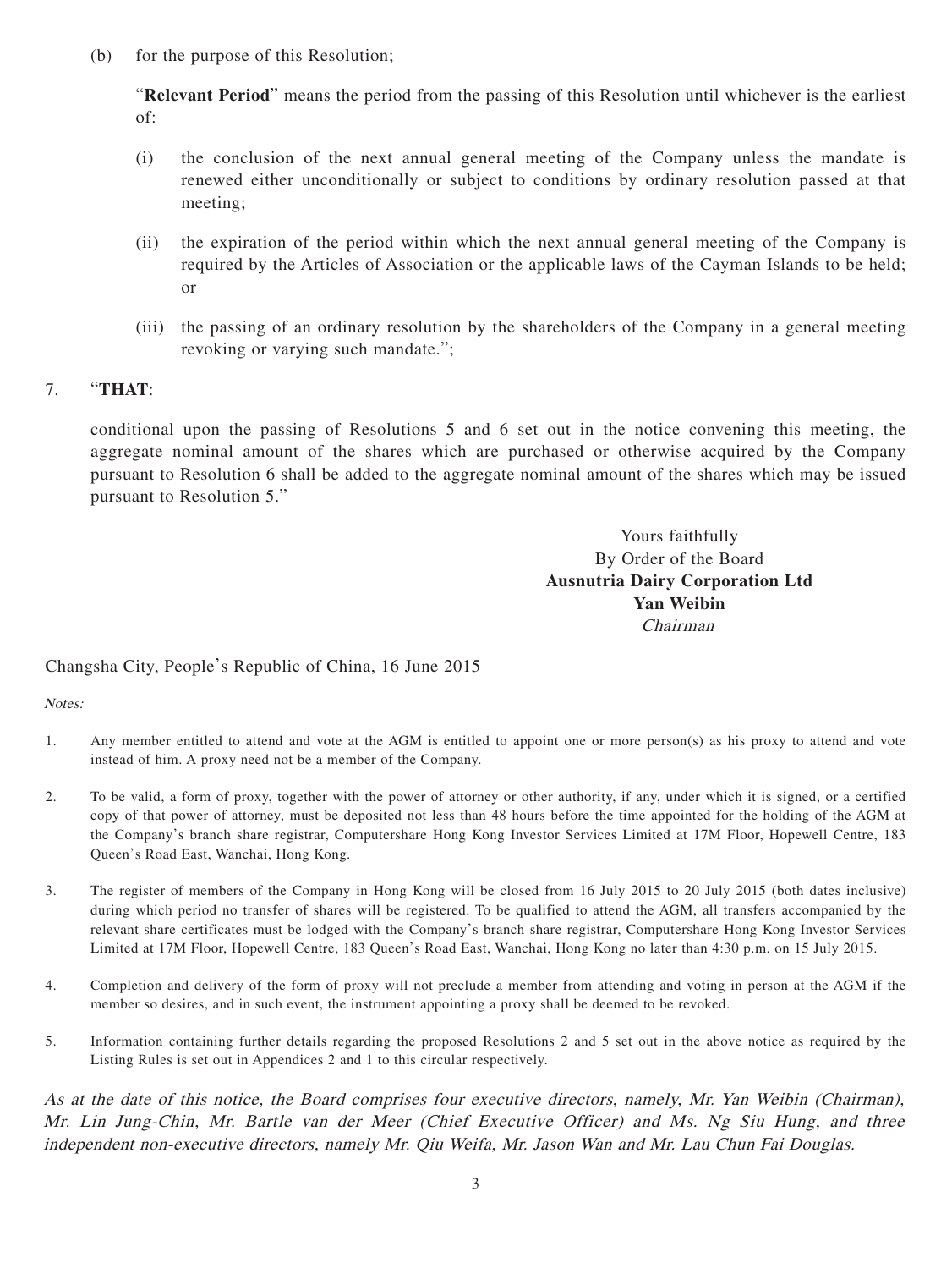(b) for the purpose of this Resolution;

"**Relevant Period**" means the period from the passing of this Resolution until whichever is the earliest of:

(i) the conclusion of the next annual general meeting of the Company unless the mandate is renewed either unconditionally or subject to conditions by ordinary resolution passed at that meeting;

(ii) the expiration of the period within which the next annual general meeting of the Company is required by the Articles of Association or the applicable laws of the Cayman Islands to be held; or

(iii) the passing of an ordinary resolution by the shareholders of the Company in a general meeting revoking or varying such mandate.";

7. "**THAT**:

conditional upon the passing of Resolutions 5 and 6 set out in the notice convening this meeting, the aggregate nominal amount of the shares which are purchased or otherwise acquired by the Company pursuant to Resolution 6 shall be added to the aggregate nominal amount of the shares which may be issued pursuant to Resolution 5."

Yours faithfully
By Order of the Board
**Ausnutria Dairy Corporation Ltd**
**Yan Weibin**
*Chairman*

Changsha City, People's Republic of China, 16 June 2015

*Notes:*

1. Any member entitled to attend and vote at the AGM is entitled to appoint one or more person(s) as his proxy to attend and vote instead of him. A proxy need not be a member of the Company.

2. To be valid, a form of proxy, together with the power of attorney or other authority, if any, under which it is signed, or a certified copy of that power of attorney, must be deposited not less than 48 hours before the time appointed for the holding of the AGM at the Company's branch share registrar, Computershare Hong Kong Investor Services Limited at 17M Floor, Hopewell Centre, 183 Queen's Road East, Wanchai, Hong Kong.

3. The register of members of the Company in Hong Kong will be closed from 16 July 2015 to 20 July 2015 (both dates inclusive) during which period no transfer of shares will be registered. To be qualified to attend the AGM, all transfers accompanied by the relevant share certificates must be lodged with the Company's branch share registrar, Computershare Hong Kong Investor Services Limited at 17M Floor, Hopewell Centre, 183 Queen's Road East, Wanchai, Hong Kong no later than 4:30 p.m. on 15 July 2015.

4. Completion and delivery of the form of proxy will not preclude a member from attending and voting in person at the AGM if the member so desires, and in such event, the instrument appointing a proxy shall be deemed to be revoked.

5. Information containing further details regarding the proposed Resolutions 2 and 5 set out in the above notice as required by the Listing Rules is set out in Appendices 2 and 1 to this circular respectively.

*As at the date of this notice, the Board comprises four executive directors, namely, Mr. Yan Weibin (Chairman), Mr. Lin Jung-Chin, Mr. Bartle van der Meer (Chief Executive Officer) and Ms. Ng Siu Hung, and three independent non-executive directors, namely Mr. Qiu Weifa, Mr. Jason Wan and Mr. Lau Chun Fai Douglas.*